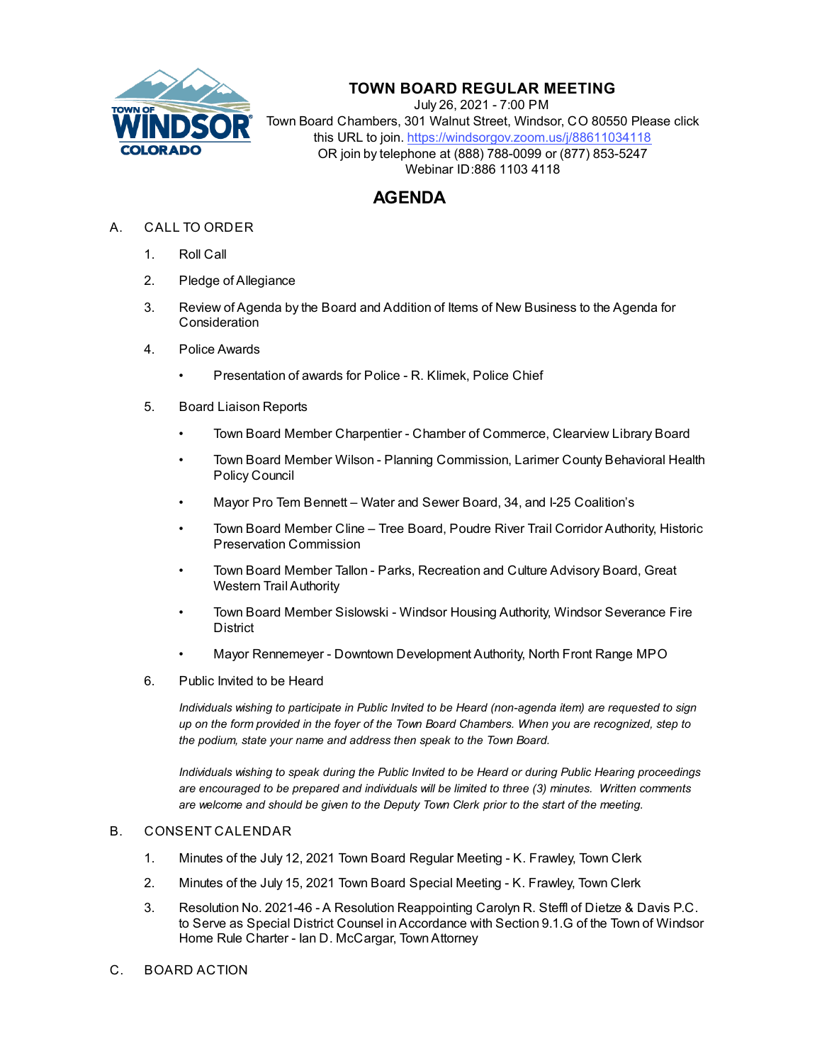# TOWN BOARD REGULAR MEETING

July 26, 2021 - 7:00 PM
Town Board Chambers, 301 Walnut Street, Windsor, CO 80550 Please click this URL to join. https://windsorgov.zoom.us/j/88611034118
OR join by telephone at (888) 788-0099 or (877) 853-5247
Webinar ID:886 1103 4118

## AGENDA

A. CALL TO ORDER

1. Roll Call
2. Pledge of Allegiance
3. Review of Agenda by the Board and Addition of Items of New Business to the Agenda for Consideration
4. Police Awards
   - Presentation of awards for Police - R. Klimek, Police Chief
5. Board Liaison Reports
   - Town Board Member Charpentier - Chamber of Commerce, Clearview Library Board
   - Town Board Member Wilson - Planning Commission, Larimer County Behavioral Health Policy Council
   - Mayor Pro Tem Bennett – Water and Sewer Board, 34, and I-25 Coalition's
   - Town Board Member Cline – Tree Board, Poudre River Trail Corridor Authority, Historic Preservation Commission
   - Town Board Member Tallon - Parks, Recreation and Culture Advisory Board, Great Western Trail Authority
   - Town Board Member Sislowski - Windsor Housing Authority, Windsor Severance Fire District
   - Mayor Rennemeyer - Downtown Development Authority, North Front Range MPO
6. Public Invited to be Heard

   *Individuals wishing to participate in Public Invited to be Heard (non-agenda item) are requested to sign up on the form provided in the foyer of the Town Board Chambers. When you are recognized, step to the podium, state your name and address then speak to the Town Board.*

   *Individuals wishing to speak during the Public Invited to be Heard or during Public Hearing proceedings are encouraged to be prepared and individuals will be limited to three (3) minutes. Written comments are welcome and should be given to the Deputy Town Clerk prior to the start of the meeting.*

B. CONSENT CALENDAR

1. Minutes of the July 12, 2021 Town Board Regular Meeting - K. Frawley, Town Clerk
2. Minutes of the July 15, 2021 Town Board Special Meeting - K. Frawley, Town Clerk
3. Resolution No. 2021-46 - A Resolution Reappointing Carolyn R. Steffl of Dietze & Davis P.C. to Serve as Special District Counsel in Accordance with Section 9.1.G of the Town of Windsor Home Rule Charter - Ian D. McCargar, Town Attorney

C. BOARD ACTION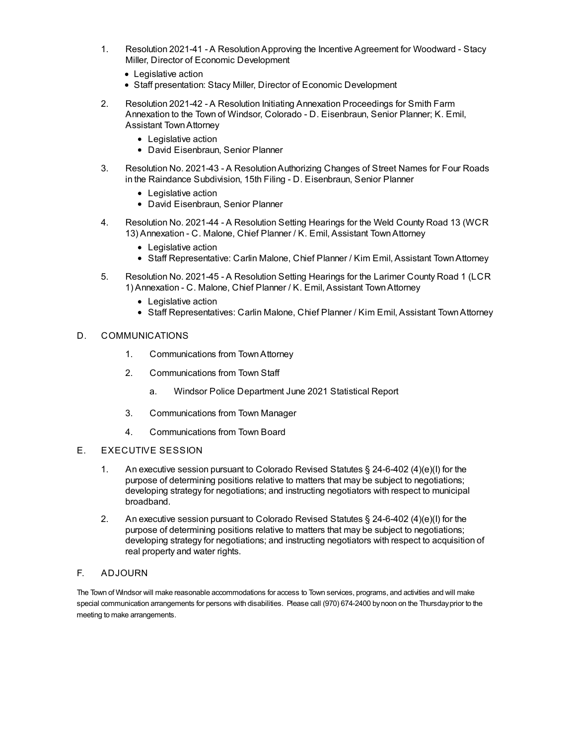1. Resolution 2021-41 - A Resolution Approving the Incentive Agreement for Woodward - Stacy Miller, Director of Economic Development
   - Legislative action
   - Staff presentation: Stacy Miller, Director of Economic Development

2. Resolution 2021-42 - A Resolution Initiating Annexation Proceedings for Smith Farm Annexation to the Town of Windsor, Colorado - D. Eisenbraun, Senior Planner; K. Emil, Assistant Town Attorney
   - Legislative action
   - David Eisenbraun, Senior Planner

3. Resolution No. 2021-43 - A Resolution Authorizing Changes of Street Names for Four Roads in the Raindance Subdivision, 15th Filing - D. Eisenbraun, Senior Planner
   - Legislative action
   - David Eisenbraun, Senior Planner

4. Resolution No. 2021-44 - A Resolution Setting Hearings for the Weld County Road 13 (WCR 13) Annexation - C. Malone, Chief Planner / K. Emil, Assistant Town Attorney
   - Legislative action
   - Staff Representative: Carlin Malone, Chief Planner / Kim Emil, Assistant Town Attorney

5. Resolution No. 2021-45 - A Resolution Setting Hearings for the Larimer County Road 1 (LCR 1) Annexation - C. Malone, Chief Planner / K. Emil, Assistant Town Attorney
   - Legislative action
   - Staff Representatives: Carlin Malone, Chief Planner / Kim Emil, Assistant Town Attorney

D. COMMUNICATIONS

1. Communications from Town Attorney
2. Communications from Town Staff
   a. Windsor Police Department June 2021 Statistical Report
3. Communications from Town Manager
4. Communications from Town Board

E. EXECUTIVE SESSION

1. An executive session pursuant to Colorado Revised Statutes § 24-6-402 (4)(e)(I) for the purpose of determining positions relative to matters that may be subject to negotiations; developing strategy for negotiations; and instructing negotiators with respect to municipal broadband.
2. An executive session pursuant to Colorado Revised Statutes § 24-6-402 (4)(e)(I) for the purpose of determining positions relative to matters that may be subject to negotiations; developing strategy for negotiations; and instructing negotiators with respect to acquisition of real property and water rights.

F. ADJOURN

The Town of Windsor will make reasonable accommodations for access to Town services, programs, and activities and will make special communication arrangements for persons with disabilities. Please call (970) 674-2400 by noon on the Thursday prior to the meeting to make arrangements.